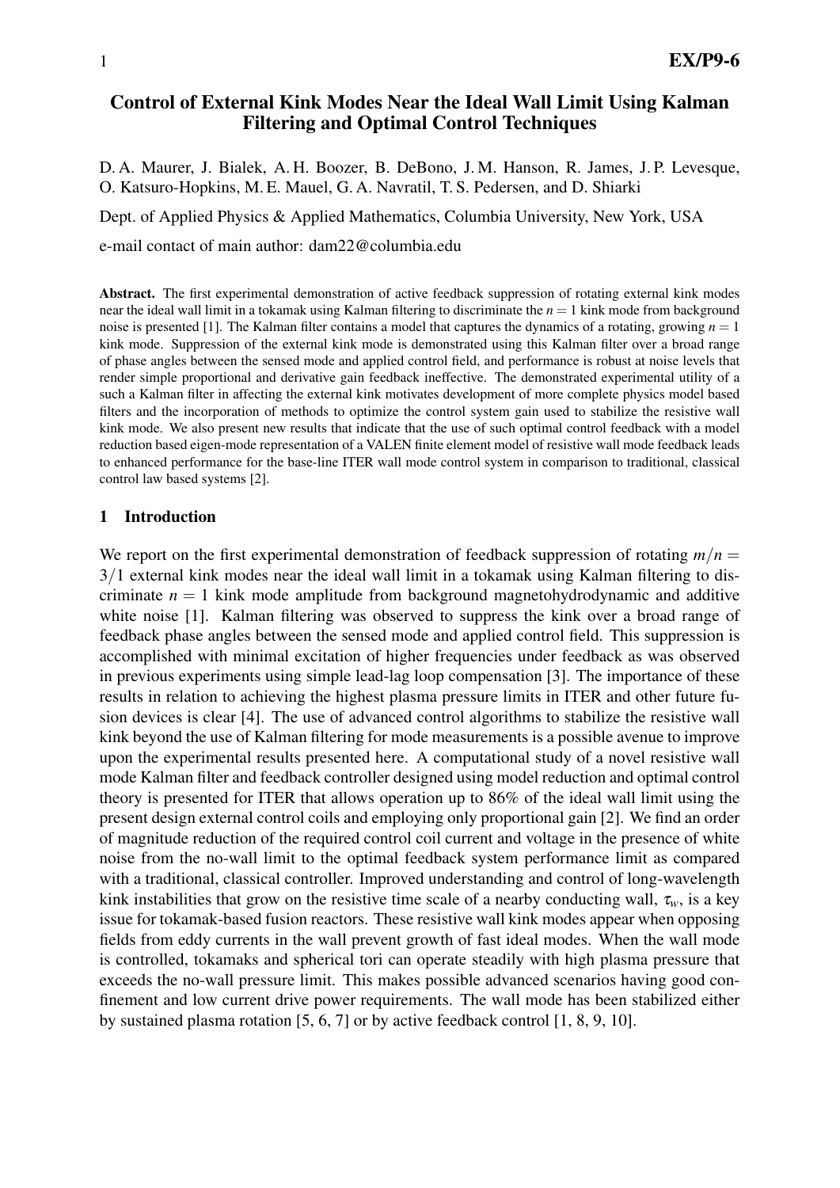# Control of External Kink Modes Near the Ideal Wall Limit Using Kalman Filtering and Optimal Control Techniques

D. A. Maurer, J. Bialek, A. H. Boozer, B. DeBono, J. M. Hanson, R. James, J. P. Levesque, O. Katsuro-Hopkins, M. E. Mauel, G. A. Navratil, T. S. Pedersen, and D. Shiarki

Dept. of Applied Physics & Applied Mathematics, Columbia University, New York, USA

e-mail contact of main author: dam22@columbia.edu

**Abstract.** The first experimental demonstration of active feedback suppression of rotating external kink modes near the ideal wall limit in a tokamak using Kalman filtering to discriminate the $n = 1$ kink mode from background noise is presented [1]. The Kalman filter contains a model that captures the dynamics of a rotating, growing $n = 1$ kink mode. Suppression of the external kink mode is demonstrated using this Kalman filter over a broad range of phase angles between the sensed mode and applied control field, and performance is robust at noise levels that render simple proportional and derivative gain feedback ineffective. The demonstrated experimental utility of a such a Kalman filter in affecting the external kink motivates development of more complete physics model based filters and the incorporation of methods to optimize the control system gain used to stabilize the resistive wall kink mode. We also present new results that indicate that the use of such optimal control feedback with a model reduction based eigen-mode representation of a VALEN finite element model of resistive wall mode feedback leads to enhanced performance for the base-line ITER wall mode control system in comparison to traditional, classical control law based systems [2].

## 1 Introduction

We report on the first experimental demonstration of feedback suppression of rotating $m/n = 3/1$ external kink modes near the ideal wall limit in a tokamak using Kalman filtering to discriminate $n = 1$ kink mode amplitude from background magnetohydrodynamic and additive white noise [1]. Kalman filtering was observed to suppress the kink over a broad range of feedback phase angles between the sensed mode and applied control field. This suppression is accomplished with minimal excitation of higher frequencies under feedback as was observed in previous experiments using simple lead-lag loop compensation [3]. The importance of these results in relation to achieving the highest plasma pressure limits in ITER and other future fusion devices is clear [4]. The use of advanced control algorithms to stabilize the resistive wall kink beyond the use of Kalman filtering for mode measurements is a possible avenue to improve upon the experimental results presented here. A computational study of a novel resistive wall mode Kalman filter and feedback controller designed using model reduction and optimal control theory is presented for ITER that allows operation up to 86% of the ideal wall limit using the present design external control coils and employing only proportional gain [2]. We find an order of magnitude reduction of the required control coil current and voltage in the presence of white noise from the no-wall limit to the optimal feedback system performance limit as compared with a traditional, classical controller. Improved understanding and control of long-wavelength kink instabilities that grow on the resistive time scale of a nearby conducting wall, $\tau_w$, is a key issue for tokamak-based fusion reactors. These resistive wall kink modes appear when opposing fields from eddy currents in the wall prevent growth of fast ideal modes. When the wall mode is controlled, tokamaks and spherical tori can operate steadily with high plasma pressure that exceeds the no-wall pressure limit. This makes possible advanced scenarios having good confinement and low current drive power requirements. The wall mode has been stabilized either by sustained plasma rotation [5, 6, 7] or by active feedback control [1, 8, 9, 10].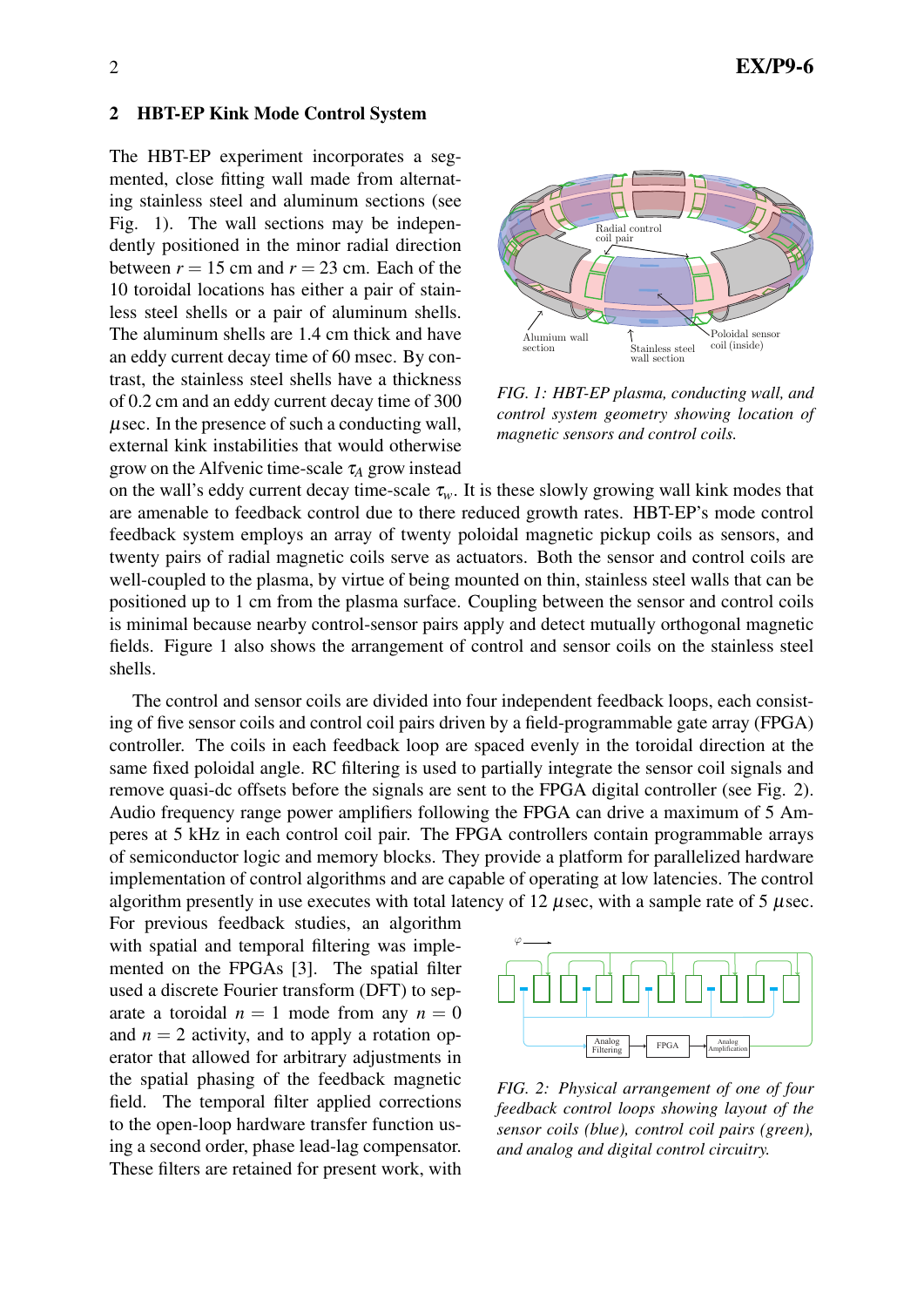## 2 HBT-EP Kink Mode Control System

The HBT-EP experiment incorporates a segmented, close fitting wall made from alternating stainless steel and aluminum sections (see Fig. 1). The wall sections may be independently positioned in the minor radial direction between $r = 15$ cm and $r = 23$ cm. Each of the 10 toroidal locations has either a pair of stainless steel shells or a pair of aluminum shells. The aluminum shells are 1.4 cm thick and have an eddy current decay time of 60 msec. By contrast, the stainless steel shells have a thickness of 0.2 cm and an eddy current decay time of 300 $\mu$sec. In the presence of such a conducting wall, external kink instabilities that would otherwise grow on the Alfvenic time-scale $\tau_A$ grow instead on the wall's eddy current decay time-scale $\tau_w$. It is these slowly growing wall kink modes that are amenable to feedback control due to there reduced growth rates. HBT-EP's mode control feedback system employs an array of twenty poloidal magnetic pickup coils as sensors, and twenty pairs of radial magnetic coils serve as actuators. Both the sensor and control coils are well-coupled to the plasma, by virtue of being mounted on thin, stainless steel walls that can be positioned up to 1 cm from the plasma surface. Coupling between the sensor and control coils is minimal because nearby control-sensor pairs apply and detect mutually orthogonal magnetic fields. Figure 1 also shows the arrangement of control and sensor coils on the stainless steel shells.

*FIG. 1: HBT-EP plasma, conducting wall, and control system geometry showing location of magnetic sensors and control coils.*

The control and sensor coils are divided into four independent feedback loops, each consisting of five sensor coils and control coil pairs driven by a field-programmable gate array (FPGA) controller. The coils in each feedback loop are spaced evenly in the toroidal direction at the same fixed poloidal angle. RC filtering is used to partially integrate the sensor coil signals and remove quasi-dc offsets before the signals are sent to the FPGA digital controller (see Fig. 2). Audio frequency range power amplifiers following the FPGA can drive a maximum of 5 Amperes at 5 kHz in each control coil pair. The FPGA controllers contain programmable arrays of semiconductor logic and memory blocks. They provide a platform for parallelized hardware implementation of control algorithms and are capable of operating at low latencies. The control algorithm presently in use executes with total latency of 12 $\mu$sec, with a sample rate of 5 $\mu$sec. For previous feedback studies, an algorithm with spatial and temporal filtering was implemented on the FPGAs [3]. The spatial filter used a discrete Fourier transform (DFT) to separate a toroidal $n = 1$ mode from any $n = 0$ and $n = 2$ activity, and to apply a rotation operator that allowed for arbitrary adjustments in the spatial phasing of the feedback magnetic field. The temporal filter applied corrections to the open-loop hardware transfer function using a second order, phase lead-lag compensator. These filters are retained for present work, with

*FIG. 2: Physical arrangement of one of four feedback control loops showing layout of the sensor coils (blue), control coil pairs (green), and analog and digital control circuitry.*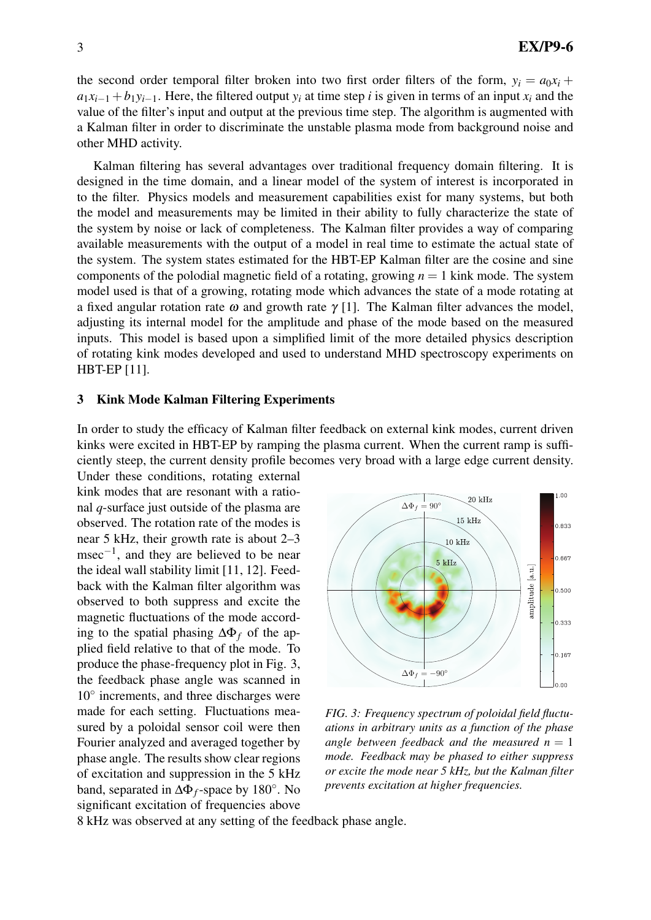the second order temporal filter broken into two first order filters of the form, $y_i = a_0 x_i + a_1 x_{i-1} + b_1 y_{i-1}$. Here, the filtered output $y_i$ at time step $i$ is given in terms of an input $x_i$ and the value of the filter's input and output at the previous time step. The algorithm is augmented with a Kalman filter in order to discriminate the unstable plasma mode from background noise and other MHD activity.

Kalman filtering has several advantages over traditional frequency domain filtering. It is designed in the time domain, and a linear model of the system of interest is incorporated in to the filter. Physics models and measurement capabilities exist for many systems, but both the model and measurements may be limited in their ability to fully characterize the state of the system by noise or lack of completeness. The Kalman filter provides a way of comparing available measurements with the output of a model in real time to estimate the actual state of the system. The system states estimated for the HBT-EP Kalman filter are the cosine and sine components of the polodial magnetic field of a rotating, growing $n = 1$ kink mode. The system model used is that of a growing, rotating mode which advances the state of a mode rotating at a fixed angular rotation rate $\omega$ and growth rate $\gamma$ [1]. The Kalman filter advances the model, adjusting its internal model for the amplitude and phase of the mode based on the measured inputs. This model is based upon a simplified limit of the more detailed physics description of rotating kink modes developed and used to understand MHD spectroscopy experiments on HBT-EP [11].

## 3 Kink Mode Kalman Filtering Experiments

In order to study the efficacy of Kalman filter feedback on external kink modes, current driven kinks were excited in HBT-EP by ramping the plasma current. When the current ramp is sufficiently steep, the current density profile becomes very broad with a large edge current density. Under these conditions, rotating external kink modes that are resonant with a rational $q$-surface just outside of the plasma are observed. The rotation rate of the modes is near 5 kHz, their growth rate is about 2–3 msec$^{-1}$, and they are believed to be near the ideal wall stability limit [11, 12]. Feedback with the Kalman filter algorithm was observed to both suppress and excite the magnetic fluctuations of the mode according to the spatial phasing $\Delta\Phi_f$ of the applied field relative to that of the mode. To produce the phase-frequency plot in Fig. 3, the feedback phase angle was scanned in 10° increments, and three discharges were made for each setting. Fluctuations measured by a poloidal sensor coil were then Fourier analyzed and averaged together by phase angle. The results show clear regions of excitation and suppression in the 5 kHz band, separated in $\Delta\Phi_f$-space by 180°. No significant excitation of frequencies above 8 kHz was observed at any setting of the feedback phase angle.

*FIG. 3: Frequency spectrum of poloidal field fluctuations in arbitrary units as a function of the phase angle between feedback and the measured $n = 1$ mode. Feedback may be phased to either suppress or excite the mode near 5 kHz, but the Kalman filter prevents excitation at higher frequencies.*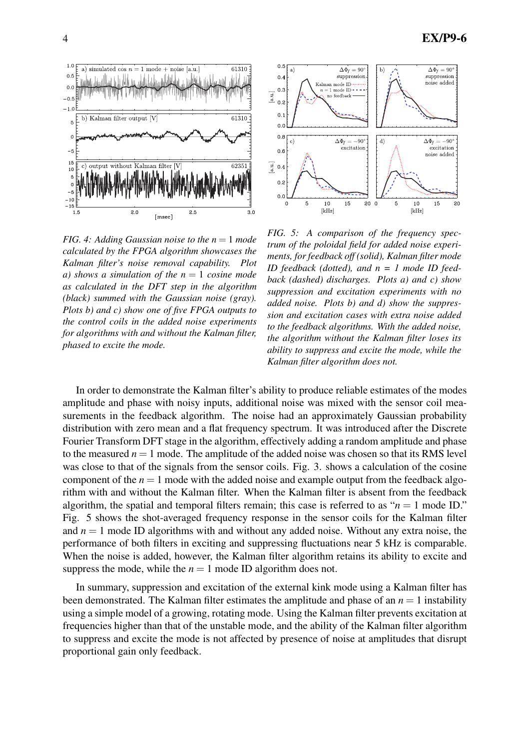*FIG. 4: Adding Gaussian noise to the $n = 1$ mode calculated by the FPGA algorithm showcases the Kalman filter's noise removal capability. Plot a) shows a simulation of the $n = 1$ cosine mode as calculated in the DFT step in the algorithm (black) summed with the Gaussian noise (gray). Plots b) and c) show one of five FPGA outputs to the control coils in the added noise experiments for algorithms with and without the Kalman filter, phased to excite the mode.*

*FIG. 5: A comparison of the frequency spectrum of the poloidal field for added noise experiments, for feedback off (solid), Kalman filter mode ID feedback (dotted), and n = 1 mode ID feedback (dashed) discharges. Plots a) and c) show suppression and excitation experiments with no added noise. Plots b) and d) show the suppression and excitation cases with extra noise added to the feedback algorithms. With the added noise, the algorithm without the Kalman filter loses its ability to suppress and excite the mode, while the Kalman filter algorithm does not.*

In order to demonstrate the Kalman filter's ability to produce reliable estimates of the modes amplitude and phase with noisy inputs, additional noise was mixed with the sensor coil measurements in the feedback algorithm. The noise had an approximately Gaussian probability distribution with zero mean and a flat frequency spectrum. It was introduced after the Discrete Fourier Transform DFT stage in the algorithm, effectively adding a random amplitude and phase to the measured $n = 1$ mode. The amplitude of the added noise was chosen so that its RMS level was close to that of the signals from the sensor coils. Fig. 3. shows a calculation of the cosine component of the $n = 1$ mode with the added noise and example output from the feedback algorithm with and without the Kalman filter. When the Kalman filter is absent from the feedback algorithm, the spatial and temporal filters remain; this case is referred to as "$n = 1$ mode ID." Fig. 5 shows the shot-averaged frequency response in the sensor coils for the Kalman filter and $n = 1$ mode ID algorithms with and without any added noise. Without any extra noise, the performance of both filters in exciting and suppressing fluctuations near 5 kHz is comparable. When the noise is added, however, the Kalman filter algorithm retains its ability to excite and suppress the mode, while the $n = 1$ mode ID algorithm does not.

In summary, suppression and excitation of the external kink mode using a Kalman filter has been demonstrated. The Kalman filter estimates the amplitude and phase of an $n = 1$ instability using a simple model of a growing, rotating mode. Using the Kalman filter prevents excitation at frequencies higher than that of the unstable mode, and the ability of the Kalman filter algorithm to suppress and excite the mode is not affected by presence of noise at amplitudes that disrupt proportional gain only feedback.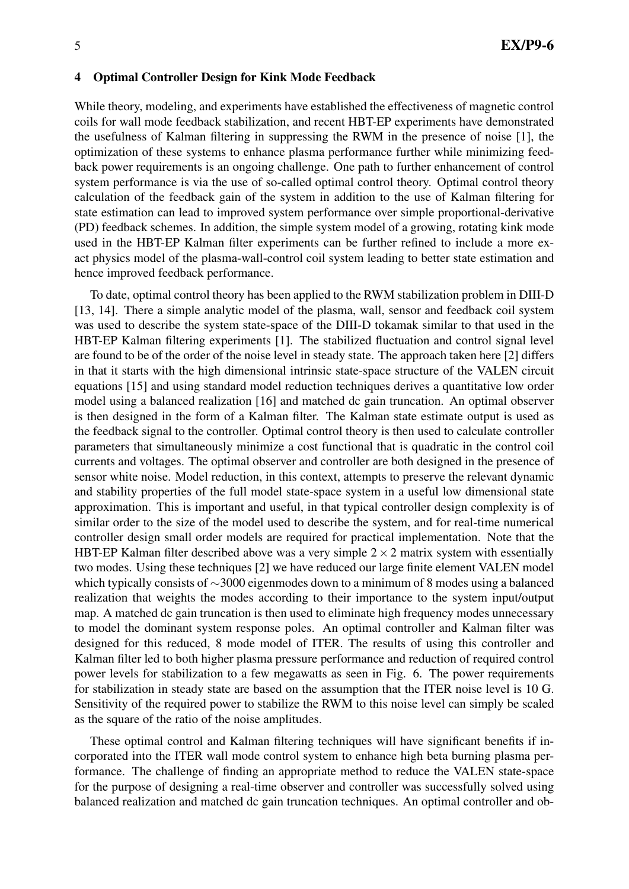## 4 Optimal Controller Design for Kink Mode Feedback

While theory, modeling, and experiments have established the effectiveness of magnetic control coils for wall mode feedback stabilization, and recent HBT-EP experiments have demonstrated the usefulness of Kalman filtering in suppressing the RWM in the presence of noise [1], the optimization of these systems to enhance plasma performance further while minimizing feedback power requirements is an ongoing challenge. One path to further enhancement of control system performance is via the use of so-called optimal control theory. Optimal control theory calculation of the feedback gain of the system in addition to the use of Kalman filtering for state estimation can lead to improved system performance over simple proportional-derivative (PD) feedback schemes. In addition, the simple system model of a growing, rotating kink mode used in the HBT-EP Kalman filter experiments can be further refined to include a more exact physics model of the plasma-wall-control coil system leading to better state estimation and hence improved feedback performance.

To date, optimal control theory has been applied to the RWM stabilization problem in DIII-D [13, 14]. There a simple analytic model of the plasma, wall, sensor and feedback coil system was used to describe the system state-space of the DIII-D tokamak similar to that used in the HBT-EP Kalman filtering experiments [1]. The stabilized fluctuation and control signal level are found to be of the order of the noise level in steady state. The approach taken here [2] differs in that it starts with the high dimensional intrinsic state-space structure of the VALEN circuit equations [15] and using standard model reduction techniques derives a quantitative low order model using a balanced realization [16] and matched dc gain truncation. An optimal observer is then designed in the form of a Kalman filter. The Kalman state estimate output is used as the feedback signal to the controller. Optimal control theory is then used to calculate controller parameters that simultaneously minimize a cost functional that is quadratic in the control coil currents and voltages. The optimal observer and controller are both designed in the presence of sensor white noise. Model reduction, in this context, attempts to preserve the relevant dynamic and stability properties of the full model state-space system in a useful low dimensional state approximation. This is important and useful, in that typical controller design complexity is of similar order to the size of the model used to describe the system, and for real-time numerical controller design small order models are required for practical implementation. Note that the HBT-EP Kalman filter described above was a very simple $2 \times 2$ matrix system with essentially two modes. Using these techniques [2] we have reduced our large finite element VALEN model which typically consists of $\sim$3000 eigenmodes down to a minimum of 8 modes using a balanced realization that weights the modes according to their importance to the system input/output map. A matched dc gain truncation is then used to eliminate high frequency modes unnecessary to model the dominant system response poles. An optimal controller and Kalman filter was designed for this reduced, 8 mode model of ITER. The results of using this controller and Kalman filter led to both higher plasma pressure performance and reduction of required control power levels for stabilization to a few megawatts as seen in Fig. 6. The power requirements for stabilization in steady state are based on the assumption that the ITER noise level is 10 G. Sensitivity of the required power to stabilize the RWM to this noise level can simply be scaled as the square of the ratio of the noise amplitudes.

These optimal control and Kalman filtering techniques will have significant benefits if incorporated into the ITER wall mode control system to enhance high beta burning plasma performance. The challenge of finding an appropriate method to reduce the VALEN state-space for the purpose of designing a real-time observer and controller was successfully solved using balanced realization and matched dc gain truncation techniques. An optimal controller and ob-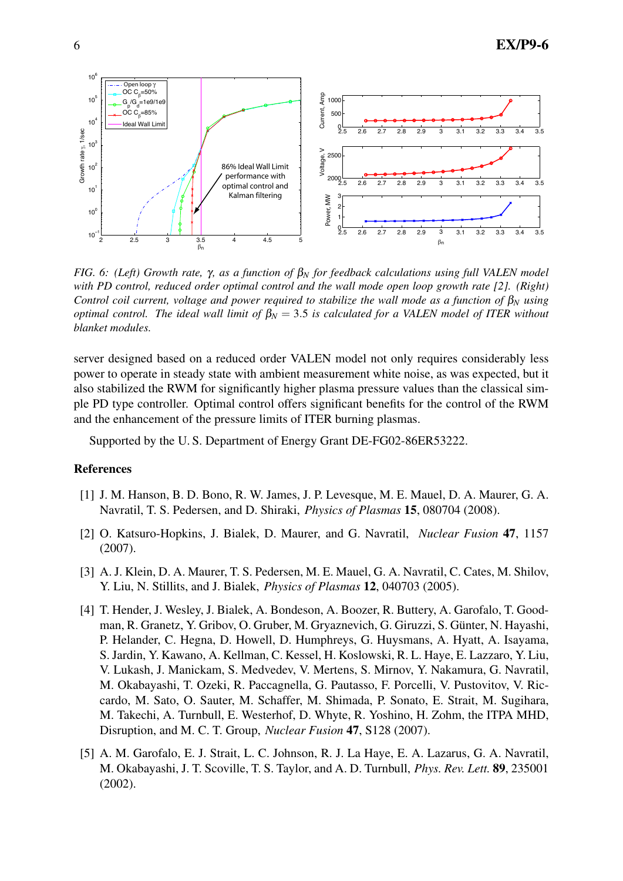*FIG. 6: (Left) Growth rate, γ, as a function of $\beta_N$ for feedback calculations using full VALEN model with PD control, reduced order optimal control and the wall mode open loop growth rate [2]. (Right) Control coil current, voltage and power required to stabilize the wall mode as a function of $\beta_N$ using optimal control. The ideal wall limit of $\beta_N = 3.5$ is calculated for a VALEN model of ITER without blanket modules.*

server designed based on a reduced order VALEN model not only requires considerably less power to operate in steady state with ambient measurement white noise, as was expected, but it also stabilized the RWM for significantly higher plasma pressure values than the classical simple PD type controller. Optimal control offers significant benefits for the control of the RWM and the enhancement of the pressure limits of ITER burning plasmas.

Supported by the U. S. Department of Energy Grant DE-FG02-86ER53222.

## References

[1] J. M. Hanson, B. D. Bono, R. W. James, J. P. Levesque, M. E. Mauel, D. A. Maurer, G. A. Navratil, T. S. Pedersen, and D. Shiraki, *Physics of Plasmas* **15**, 080704 (2008).

[2] O. Katsuro-Hopkins, J. Bialek, D. Maurer, and G. Navratil, *Nuclear Fusion* **47**, 1157 (2007).

[3] A. J. Klein, D. A. Maurer, T. S. Pedersen, M. E. Mauel, G. A. Navratil, C. Cates, M. Shilov, Y. Liu, N. Stillits, and J. Bialek, *Physics of Plasmas* **12**, 040703 (2005).

[4] T. Hender, J. Wesley, J. Bialek, A. Bondeson, A. Boozer, R. Buttery, A. Garofalo, T. Goodman, R. Granetz, Y. Gribov, O. Gruber, M. Gryaznevich, G. Giruzzi, S. Günter, N. Hayashi, P. Helander, C. Hegna, D. Howell, D. Humphreys, G. Huysmans, A. Hyatt, A. Isayama, S. Jardin, Y. Kawano, A. Kellman, C. Kessel, H. Koslowski, R. L. Haye, E. Lazzaro, Y. Liu, V. Lukash, J. Manickam, S. Medvedev, V. Mertens, S. Mirnov, Y. Nakamura, G. Navratil, M. Okabayashi, T. Ozeki, R. Paccagnella, G. Pautasso, F. Porcelli, V. Pustovitov, V. Riccardo, M. Sato, O. Sauter, M. Schaffer, M. Shimada, P. Sonato, E. Strait, M. Sugihara, M. Takechi, A. Turnbull, E. Westerhof, D. Whyte, R. Yoshino, H. Zohm, the ITPA MHD, Disruption, and M. C. T. Group, *Nuclear Fusion* **47**, S128 (2007).

[5] A. M. Garofalo, E. J. Strait, L. C. Johnson, R. J. La Haye, E. A. Lazarus, G. A. Navratil, M. Okabayashi, J. T. Scoville, T. S. Taylor, and A. D. Turnbull, *Phys. Rev. Lett.* **89**, 235001 (2002).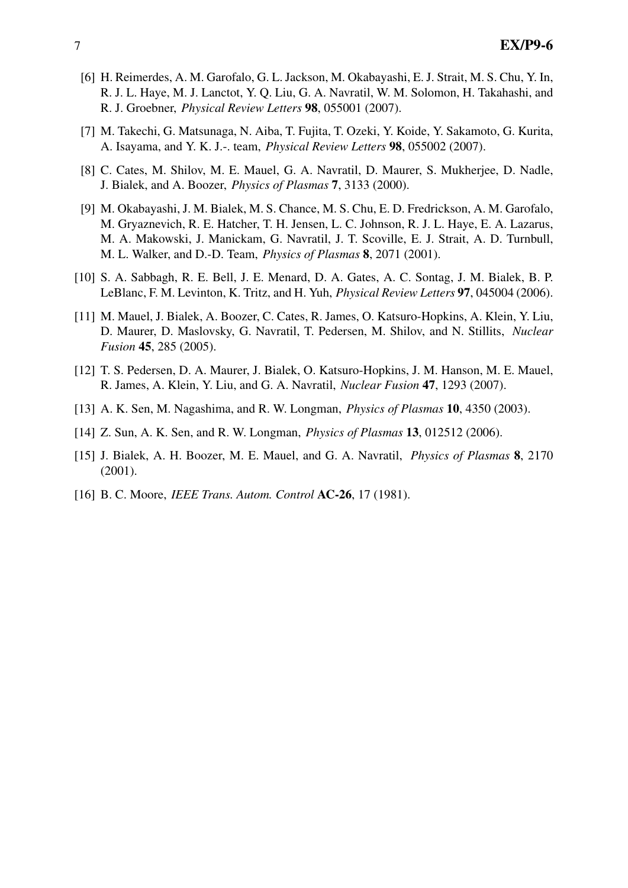[6] H. Reimerdes, A. M. Garofalo, G. L. Jackson, M. Okabayashi, E. J. Strait, M. S. Chu, Y. In, R. J. L. Haye, M. J. Lanctot, Y. Q. Liu, G. A. Navratil, W. M. Solomon, H. Takahashi, and R. J. Groebner, *Physical Review Letters* **98**, 055001 (2007).

[7] M. Takechi, G. Matsunaga, N. Aiba, T. Fujita, T. Ozeki, Y. Koide, Y. Sakamoto, G. Kurita, A. Isayama, and Y. K. J.-. team, *Physical Review Letters* **98**, 055002 (2007).

[8] C. Cates, M. Shilov, M. E. Mauel, G. A. Navratil, D. Maurer, S. Mukherjee, D. Nadle, J. Bialek, and A. Boozer, *Physics of Plasmas* **7**, 3133 (2000).

[9] M. Okabayashi, J. M. Bialek, M. S. Chance, M. S. Chu, E. D. Fredrickson, A. M. Garofalo, M. Gryaznevich, R. E. Hatcher, T. H. Jensen, L. C. Johnson, R. J. L. Haye, E. A. Lazarus, M. A. Makowski, J. Manickam, G. Navratil, J. T. Scoville, E. J. Strait, A. D. Turnbull, M. L. Walker, and D.-D. Team, *Physics of Plasmas* **8**, 2071 (2001).

[10] S. A. Sabbagh, R. E. Bell, J. E. Menard, D. A. Gates, A. C. Sontag, J. M. Bialek, B. P. LeBlanc, F. M. Levinton, K. Tritz, and H. Yuh, *Physical Review Letters* **97**, 045004 (2006).

[11] M. Mauel, J. Bialek, A. Boozer, C. Cates, R. James, O. Katsuro-Hopkins, A. Klein, Y. Liu, D. Maurer, D. Maslovsky, G. Navratil, T. Pedersen, M. Shilov, and N. Stillits, *Nuclear Fusion* **45**, 285 (2005).

[12] T. S. Pedersen, D. A. Maurer, J. Bialek, O. Katsuro-Hopkins, J. M. Hanson, M. E. Mauel, R. James, A. Klein, Y. Liu, and G. A. Navratil, *Nuclear Fusion* **47**, 1293 (2007).

[13] A. K. Sen, M. Nagashima, and R. W. Longman, *Physics of Plasmas* **10**, 4350 (2003).

[14] Z. Sun, A. K. Sen, and R. W. Longman, *Physics of Plasmas* **13**, 012512 (2006).

[15] J. Bialek, A. H. Boozer, M. E. Mauel, and G. A. Navratil, *Physics of Plasmas* **8**, 2170 (2001).

[16] B. C. Moore, *IEEE Trans. Autom. Control* **AC-26**, 17 (1981).